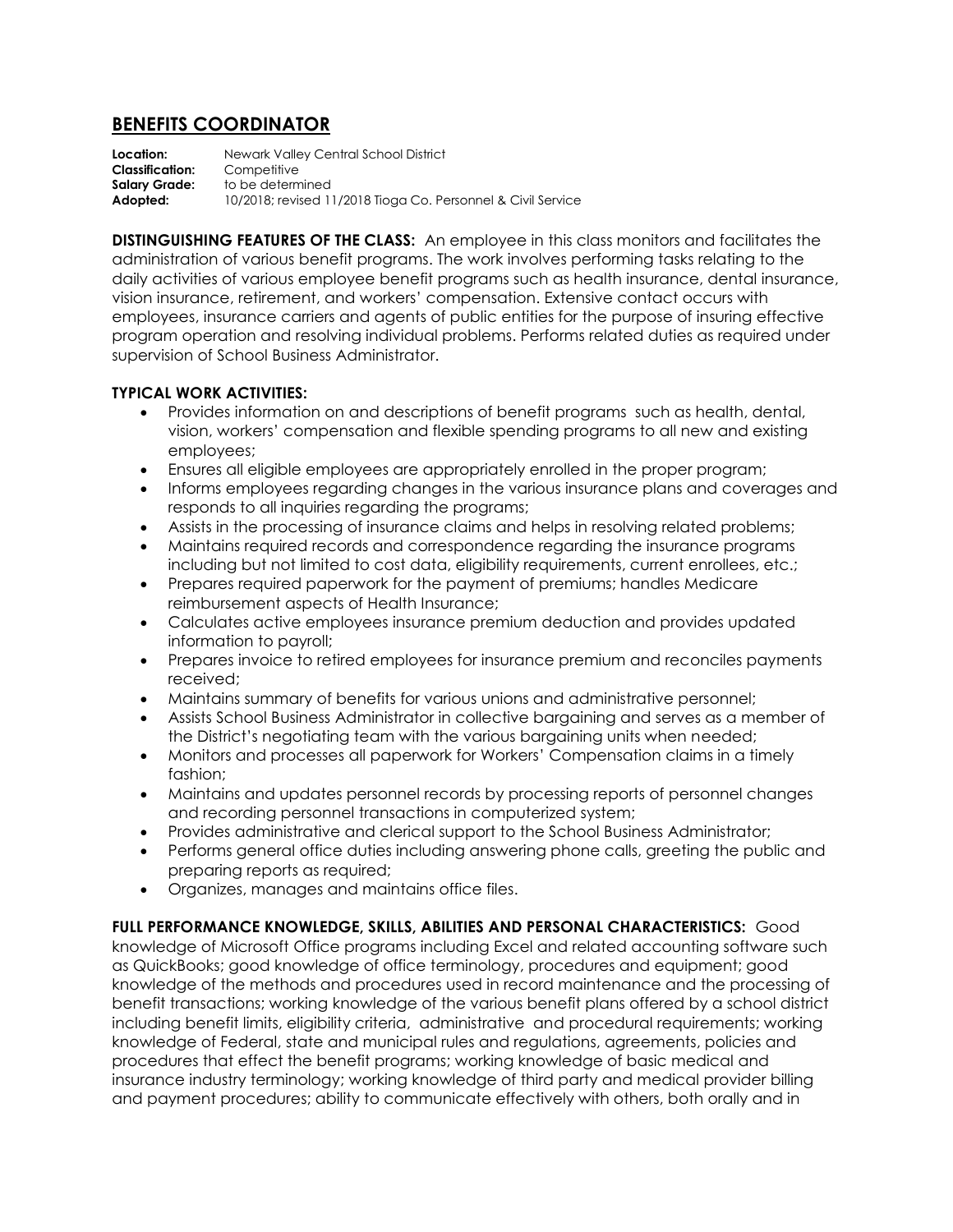# BENEFITS COORDINATOR

**Location:** Newark Valley Central School District
**Classification:** Competitive
**Salary Grade:** to be determined
**Adopted:** 10/2018; revised 11/2018 Tioga Co. Personnel & Civil Service

**DISTINGUISHING FEATURES OF THE CLASS:** An employee in this class monitors and facilitates the administration of various benefit programs. The work involves performing tasks relating to the daily activities of various employee benefit programs such as health insurance, dental insurance, vision insurance, retirement, and workers' compensation. Extensive contact occurs with employees, insurance carriers and agents of public entities for the purpose of insuring effective program operation and resolving individual problems. Performs related duties as required under supervision of School Business Administrator.

**TYPICAL WORK ACTIVITIES:**

- Provides information on and descriptions of benefit programs such as health, dental, vision, workers' compensation and flexible spending programs to all new and existing employees;
- Ensures all eligible employees are appropriately enrolled in the proper program;
- Informs employees regarding changes in the various insurance plans and coverages and responds to all inquiries regarding the programs;
- Assists in the processing of insurance claims and helps in resolving related problems;
- Maintains required records and correspondence regarding the insurance programs including but not limited to cost data, eligibility requirements, current enrollees, etc.;
- Prepares required paperwork for the payment of premiums; handles Medicare reimbursement aspects of Health Insurance;
- Calculates active employees insurance premium deduction and provides updated information to payroll;
- Prepares invoice to retired employees for insurance premium and reconciles payments received;
- Maintains summary of benefits for various unions and administrative personnel;
- Assists School Business Administrator in collective bargaining and serves as a member of the District's negotiating team with the various bargaining units when needed;
- Monitors and processes all paperwork for Workers' Compensation claims in a timely fashion;
- Maintains and updates personnel records by processing reports of personnel changes and recording personnel transactions in computerized system;
- Provides administrative and clerical support to the School Business Administrator;
- Performs general office duties including answering phone calls, greeting the public and preparing reports as required;
- Organizes, manages and maintains office files.

**FULL PERFORMANCE KNOWLEDGE, SKILLS, ABILITIES AND PERSONAL CHARACTERISTICS:** Good knowledge of Microsoft Office programs including Excel and related accounting software such as QuickBooks; good knowledge of office terminology, procedures and equipment; good knowledge of the methods and procedures used in record maintenance and the processing of benefit transactions; working knowledge of the various benefit plans offered by a school district including benefit limits, eligibility criteria, administrative and procedural requirements; working knowledge of Federal, state and municipal rules and regulations, agreements, policies and procedures that effect the benefit programs; working knowledge of basic medical and insurance industry terminology; working knowledge of third party and medical provider billing and payment procedures; ability to communicate effectively with others, both orally and in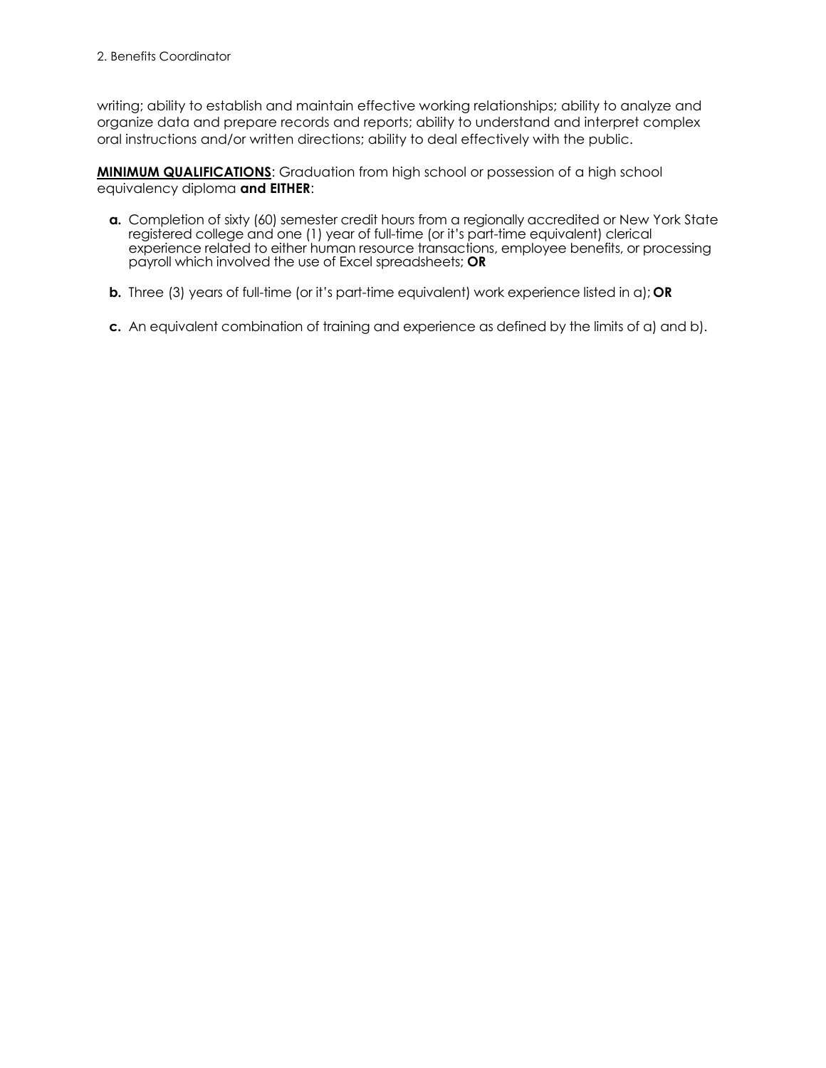writing; ability to establish and maintain effective working relationships; ability to analyze and organize data and prepare records and reports; ability to understand and interpret complex oral instructions and/or written directions; ability to deal effectively with the public.

**MINIMUM QUALIFICATIONS**: Graduation from high school or possession of a high school equivalency diploma **and EITHER**:

- **a.** Completion of sixty (60) semester credit hours from a regionally accredited or New York State registered college and one (1) year of full-time (or it's part-time equivalent) clerical experience related to either human resource transactions, employee benefits, or processing payroll which involved the use of Excel spreadsheets; **OR**
- **b.** Three (3) years of full-time (or it's part-time equivalent) work experience listed in a); **OR**
- **c.** An equivalent combination of training and experience as defined by the limits of a) and b).